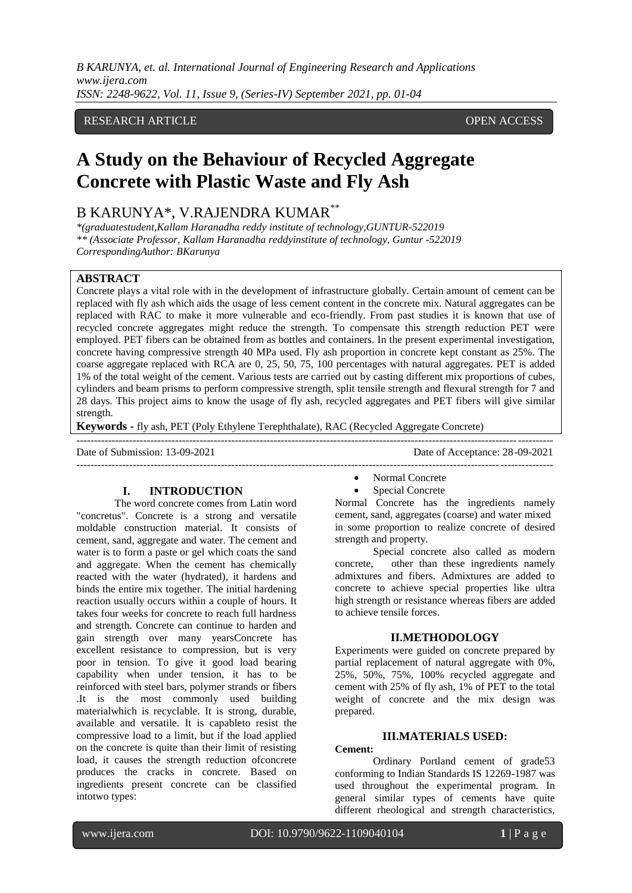RESEARCH ARTICLE OPEN ACCESS

# A Study on the Behaviour of Recycled Aggregate Concrete with Plastic Waste and Fly Ash

B KARUNYA*, V.RAJENDRA KUMAR**

*(graduatestudent,Kallam Haranadha reddy institute of technology,GUNTUR-522019
** (Associate Professor, Kallam Haranadha reddyinstitute of technology, Guntur -522019
CorrespondingAuthor: BKarunya

## ABSTRACT

Concrete plays a vital role with in the development of infrastructure globally. Certain amount of cement can be replaced with fly ash which aids the usage of less cement content in the concrete mix. Natural aggregates can be replaced with RAC to make it more vulnerable and eco-friendly. From past studies it is known that use of recycled concrete aggregates might reduce the strength. To compensate this strength reduction PET were employed. PET fibers can be obtained from as bottles and containers. In the present experimental investigation, concrete having compressive strength 40 MPa used. Fly ash proportion in concrete kept constant as 25%. The coarse aggregate replaced with RCA are 0, 25, 50, 75, 100 percentages with natural aggregates. PET is added 1% of the total weight of the cement. Various tests are carried out by casting different mix proportions of cubes, cylinders and beam prisms to perform compressive strength, split tensile strength and flexural strength for 7 and 28 days. This project aims to know the usage of fly ash, recycled aggregates and PET fibers will give similar strength.

**Keywords -** fly ash, PET (Poly Ethylene Terephthalate), RAC (Recycled Aggregate Concrete)

---

Date of Submission: 13-09-2021 Date of Acceptance: 28-09-2021

---

## I. INTRODUCTION

The word concrete comes from Latin word "concretus". Concrete is a strong and versatile moldable construction material. It consists of cement, sand, aggregate and water. The cement and water is to form a paste or gel which coats the sand and aggregate. When the cement has chemically reacted with the water (hydrated), it hardens and binds the entire mix together. The initial hardening reaction usually occurs within a couple of hours. It takes four weeks for concrete to reach full hardness and strength. Concrete can continue to harden and gain strength over many yearsConcrete has excellent resistance to compression, but is very poor in tension. To give it good load bearing capability when under tension, it has to be reinforced with steel bars, polymer strands or fibers .It is the most commonly used building materialwhich is recyclable. It is strong, durable, available and versatile. It is capableto resist the compressive load to a limit, but if the load applied on the concrete is quite than their limit of resisting load, it causes the strength reduction ofconcrete produces the cracks in concrete. Based on ingredients present concrete can be classified intotwo types:

- Normal Concrete
- Special Concrete

Normal Concrete has the ingredients namely cement, sand, aggregates (coarse) and water mixed in some proportion to realize concrete of desired strength and property.

Special concrete also called as modern concrete, other than these ingredients namely admixtures and fibers. Admixtures are added to concrete to achieve special properties like ultra high strength or resistance whereas fibers are added to achieve tensile forces.

## II.METHODOLOGY

Experiments were guided on concrete prepared by partial replacement of natural aggregate with 0%, 25%, 50%, 75%, 100% recycled aggregate and cement with 25% of fly ash, 1% of PET to the total weight of concrete and the mix design was prepared.

## III.MATERIALS USED:

**Cement:**

Ordinary Portland cement of grade53 conforming to Indian Standards IS 12269-1987 was used throughout the experimental program. In general similar types of cements have quite different rheological and strength characteristics,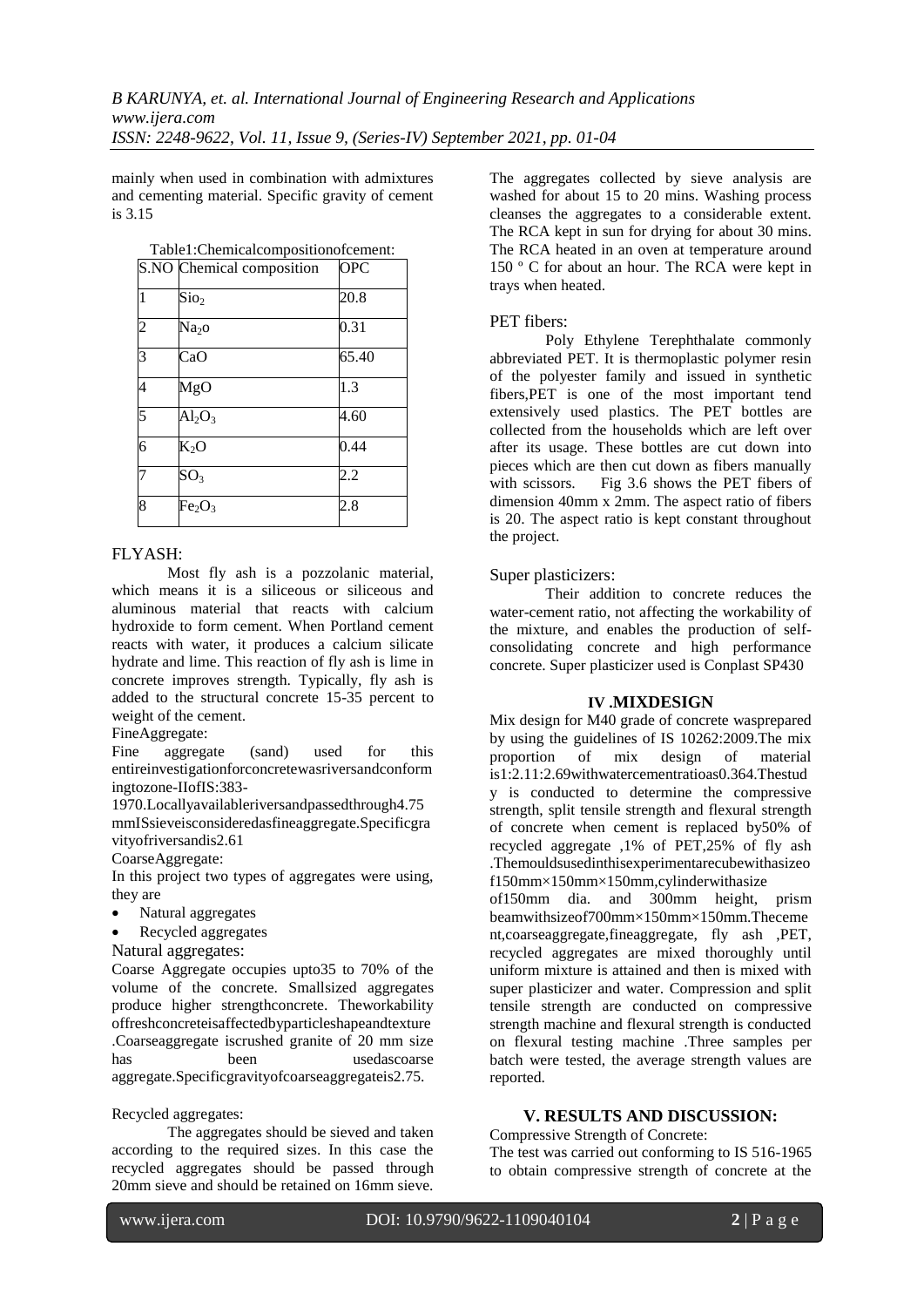mainly when used in combination with admixtures and cementing material. Specific gravity of cement is 3.15

Table1:Chemicalcompositionofcement:

| S.NO | Chemical composition | OPC |
|---|---|---|
| 1 | $SiO_2$ | 20.8 |
| 2 | $Na_2O$ | 0.31 |
| 3 | CaO | 65.40 |
| 4 | MgO | 1.3 |
| 5 | $Al_2O_3$ | 4.60 |
| 6 | $K_2O$ | 0.44 |
| 7 | $SO_3$ | 2.2 |
| 8 | $Fe_2O_3$ | 2.8 |

## FLYASH:

Most fly ash is a pozzolanic material, which means it is a siliceous or siliceous and aluminous material that reacts with calcium hydroxide to form cement. When Portland cement reacts with water, it produces a calcium silicate hydrate and lime. This reaction of fly ash is lime in concrete improves strength. Typically, fly ash is added to the structural concrete 15-35 percent to weight of the cement.

FineAggregate:

Fine aggregate (sand) used for this entireinvestigationforconcretewasriversandconformingtozone-IIofIS:383-1970.Locallyavailableriversandpassedthrough4.75 mmISsieveisconsideredasfineaggregate.Specificgravityofriversandis2.61

CoarseAggregate:

In this project two types of aggregates were using, they are

- Natural aggregates
- Recycled aggregates

Natural aggregates:

Coarse Aggregate occupies upto35 to 70% of the volume of the concrete. Smallsized aggregates produce higher strengthconcrete. Theworkability offreshconcreteisaffectedbyparticleshapeandtexture .Coarseaggregate iscrushed granite of 20 mm size has been usedascoarse aggregate.Specificgravityofcoarseaggregateis2.75.

Recycled aggregates:

The aggregates should be sieved and taken according to the required sizes. In this case the recycled aggregates should be passed through 20mm sieve and should be retained on 16mm sieve. The aggregates collected by sieve analysis are washed for about 15 to 20 mins. Washing process cleanses the aggregates to a considerable extent. The RCA kept in sun for drying for about 30 mins. The RCA heated in an oven at temperature around 150 º C for about an hour. The RCA were kept in trays when heated.

PET fibers:

Poly Ethylene Terephthalate commonly abbreviated PET. It is thermoplastic polymer resin of the polyester family and issued in synthetic fibers,PET is one of the most important tend extensively used plastics. The PET bottles are collected from the households which are left over after its usage. These bottles are cut down into pieces which are then cut down as fibers manually with scissors. Fig 3.6 shows the PET fibers of dimension 40mm x 2mm. The aspect ratio of fibers is 20. The aspect ratio is kept constant throughout the project.

Super plasticizers:

Their addition to concrete reduces the water-cement ratio, not affecting the workability of the mixture, and enables the production of self-consolidating concrete and high performance concrete. Super plasticizer used is Conplast SP430

## IV .MIXDESIGN

Mix design for M40 grade of concrete wasprepared by using the guidelines of IS 10262:2009.The mix proportion of mix design of material is1:2.11:2.69withwatercementratioas0.364.Thestudy is conducted to determine the compressive strength, split tensile strength and flexural strength of concrete when cement is replaced by50% of recycled aggregate ,1% of PET,25% of fly ash .Themouldsusedinthisexperimentarecubewithasizeof150mm×150mm×150mm,cylinderwithasize of150mm dia. and 300mm height, prism beamwithsizeof700mm×150mm×150mm.Thecement,coarseaggregate,fineaggregate, fly ash ,PET, recycled aggregates are mixed thoroughly until uniform mixture is attained and then is mixed with super plasticizer and water. Compression and split tensile strength are conducted on compressive strength machine and flexural strength is conducted on flexural testing machine .Three samples per batch were tested, the average strength values are reported.

## V. RESULTS AND DISCUSSION:

Compressive Strength of Concrete:

The test was carried out conforming to IS 516-1965 to obtain compressive strength of concrete at the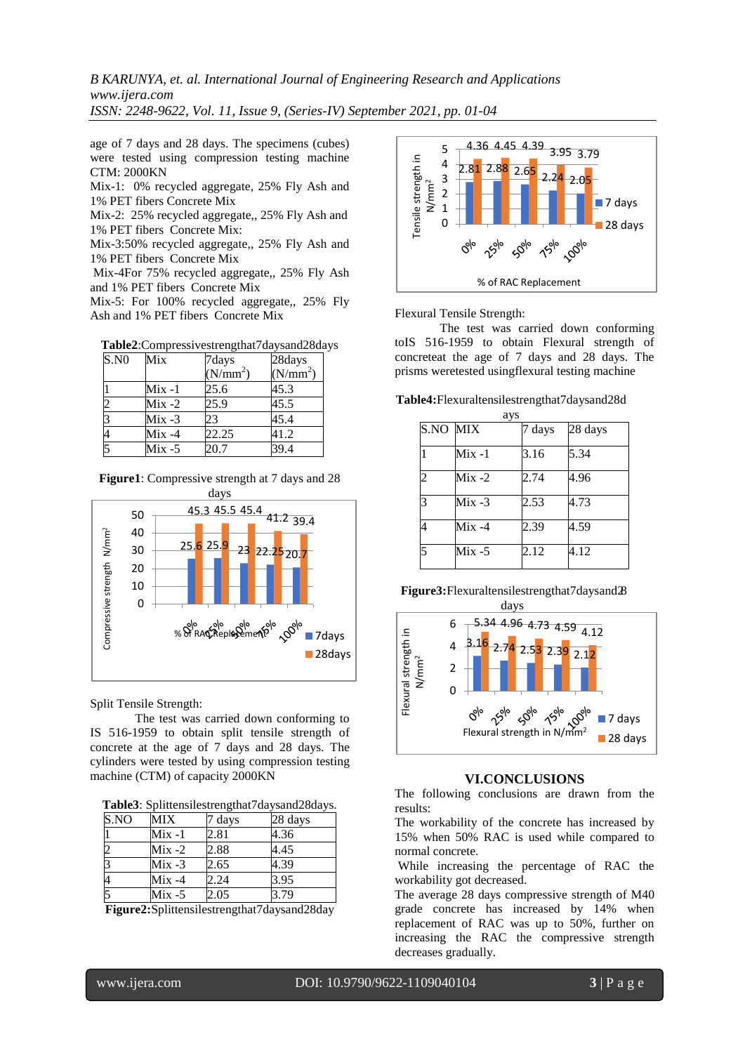age of 7 days and 28 days. The specimens (cubes) were tested using compression testing machine CTM: 2000KN

Mix-1: 0% recycled aggregate, 25% Fly Ash and 1% PET fibers Concrete Mix

Mix-2: 25% recycled aggregate,, 25% Fly Ash and 1% PET fibers Concrete Mix:

Mix-3:50% recycled aggregate,, 25% Fly Ash and 1% PET fibers Concrete Mix

Mix-4For 75% recycled aggregate,, 25% Fly Ash and 1% PET fibers Concrete Mix

Mix-5: For 100% recycled aggregate,, 25% Fly Ash and 1% PET fibers Concrete Mix

**Table2**:Compressivestrengthat7daysand28days

| S.N0 | Mix | 7days ($N/mm^2$) | 28days ($N/mm^2$) |
|---|---|---|---|
| 1 | Mix -1 | 25.6 | 45.3 |
| 2 | Mix -2 | 25.9 | 45.5 |
| 3 | Mix -3 | 23 | 45.4 |
| 4 | Mix -4 | 22.25 | 41.2 |
| 5 | Mix -5 | 20.7 | 39.4 |

**Figure1**: Compressive strength at 7 days and 28 days

Split Tensile Strength:

The test was carried down conforming to IS 516-1959 to obtain split tensile strength of concrete at the age of 7 days and 28 days. The cylinders were tested by using compression testing machine (CTM) of capacity 2000KN

**Table3**: Splittensilestrengthat7daysand28days.

| S.NO | MIX | 7 days | 28 days |
|---|---|---|---|
| 1 | Mix -1 | 2.81 | 4.36 |
| 2 | Mix -2 | 2.88 | 4.45 |
| 3 | Mix -3 | 2.65 | 4.39 |
| 4 | Mix -4 | 2.24 | 3.95 |
| 5 | Mix -5 | 2.05 | 3.79 |

**Figure2:**Splittensilestrengthat7daysand28day

Flexural Tensile Strength:

The test was carried down conforming toIS 516-1959 to obtain Flexural strength of concreteat the age of 7 days and 28 days. The prisms weretested usingflexural testing machine

**Table4:**Flexuraltensilestrengthat7daysand28days

| S.NO | MIX | 7 days | 28 days |
|---|---|---|---|
| 1 | Mix -1 | 3.16 | 5.34 |
| 2 | Mix -2 | 2.74 | 4.96 |
| 3 | Mix -3 | 2.53 | 4.73 |
| 4 | Mix -4 | 2.39 | 4.59 |
| 5 | Mix -5 | 2.12 | 4.12 |

**Figure3:**Flexuraltensilestrengthat7daysand28days

## VI.CONCLUSIONS

The following conclusions are drawn from the results:

The workability of the concrete has increased by 15% when 50% RAC is used while compared to normal concrete.

While increasing the percentage of RAC the workability got decreased.

The average 28 days compressive strength of M40 grade concrete has increased by 14% when replacement of RAC was up to 50%, further on increasing the RAC the compressive strength decreases gradually.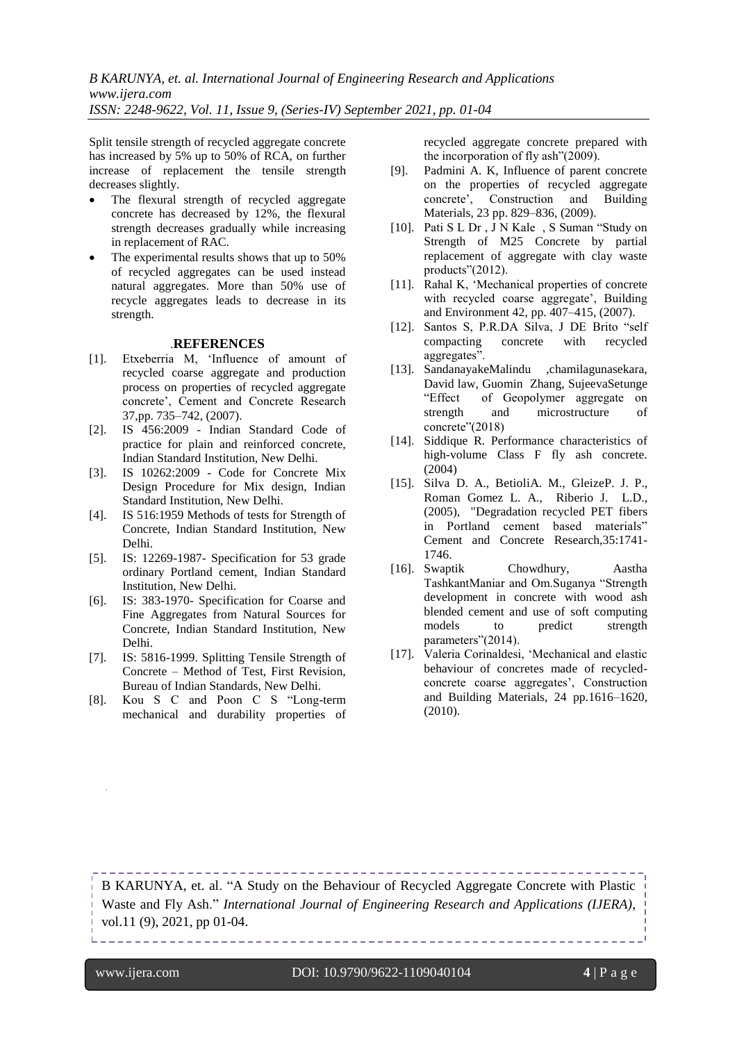Split tensile strength of recycled aggregate concrete has increased by 5% up to 50% of RCA, on further increase of replacement the tensile strength decreases slightly.

- The flexural strength of recycled aggregate concrete has decreased by 12%, the flexural strength decreases gradually while increasing in replacement of RAC.
- The experimental results shows that up to 50% of recycled aggregates can be used instead natural aggregates. More than 50% use of recycle aggregates leads to decrease in its strength.

## REFERENCES

[1]. Etxeberria M, 'Influence of amount of recycled coarse aggregate and production process on properties of recycled aggregate concrete', Cement and Concrete Research 37,pp. 735–742, (2007).

[2]. IS 456:2009 - Indian Standard Code of practice for plain and reinforced concrete, Indian Standard Institution, New Delhi.

[3]. IS 10262:2009 - Code for Concrete Mix Design Procedure for Mix design, Indian Standard Institution, New Delhi.

[4]. IS 516:1959 Methods of tests for Strength of Concrete, Indian Standard Institution, New Delhi.

[5]. IS: 12269-1987- Specification for 53 grade ordinary Portland cement, Indian Standard Institution, New Delhi.

[6]. IS: 383-1970- Specification for Coarse and Fine Aggregates from Natural Sources for Concrete, Indian Standard Institution, New Delhi.

[7]. IS: 5816-1999. Splitting Tensile Strength of Concrete – Method of Test, First Revision, Bureau of Indian Standards, New Delhi.

[8]. Kou S C and Poon C S "Long-term mechanical and durability properties of recycled aggregate concrete prepared with the incorporation of fly ash"(2009).

[9]. Padmini A. K, Influence of parent concrete on the properties of recycled aggregate concrete', Construction and Building Materials, 23 pp. 829–836, (2009).

[10]. Pati S L Dr , J N Kale , S Suman "Study on Strength of M25 Concrete by partial replacement of aggregate with clay waste products"(2012).

[11]. Rahal K, 'Mechanical properties of concrete with recycled coarse aggregate', Building and Environment 42, pp. 407–415, (2007).

[12]. Santos S, P.R.DA Silva, J DE Brito "self compacting concrete with recycled aggregates".

[13]. SandanayakeMalindu ,chamilagunasekara, David law, Guomin Zhang, SujeevaSetunge "Effect of Geopolymer aggregate on strength and microstructure of concrete"(2018)

[14]. Siddique R. Performance characteristics of high-volume Class F fly ash concrete. (2004)

[15]. Silva D. A., BetioliA. M., GleizeP. J. P., Roman Gomez L. A., Riberio J. L.D., (2005), "Degradation recycled PET fibers in Portland cement based materials" Cement and Concrete Research,35:1741-1746.

[16]. Swaptik Chowdhury, Aastha TashkantManiar and Om.Suganya "Strength development in concrete with wood ash blended cement and use of soft computing models to predict strength parameters"(2014).

[17]. Valeria Corinaldesi, 'Mechanical and elastic behaviour of concretes made of recycled-concrete coarse aggregates', Construction and Building Materials, 24 pp.1616–1620, (2010).

B KARUNYA, et. al. "A Study on the Behaviour of Recycled Aggregate Concrete with Plastic Waste and Fly Ash." *International Journal of Engineering Research and Applications (IJERA)*, vol.11 (9), 2021, pp 01-04.